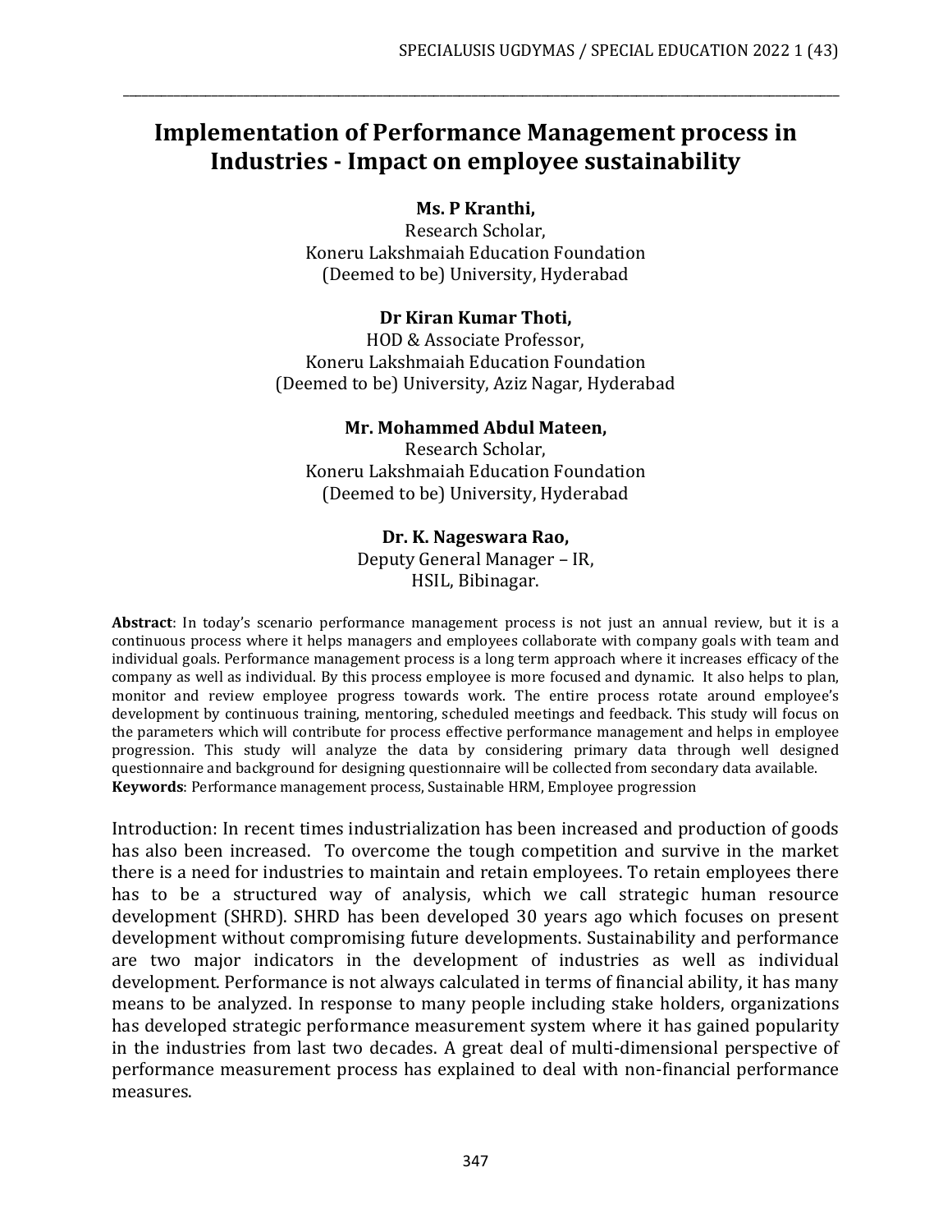# Implementation of Performance Management process in Industries - Impact on employee sustainability

**Ms. P Kranthi,**
Research Scholar,
Koneru Lakshmaiah Education Foundation
(Deemed to be) University, Hyderabad

**Dr Kiran Kumar Thoti,**
HOD & Associate Professor,
Koneru Lakshmaiah Education Foundation
(Deemed to be) University, Aziz Nagar, Hyderabad

**Mr. Mohammed Abdul Mateen,**
Research Scholar,
Koneru Lakshmaiah Education Foundation
(Deemed to be) University, Hyderabad

**Dr. K. Nageswara Rao,**
Deputy General Manager – IR,
HSIL, Bibinagar.

**Abstract**: In today's scenario performance management process is not just an annual review, but it is a continuous process where it helps managers and employees collaborate with company goals with team and individual goals. Performance management process is a long term approach where it increases efficacy of the company as well as individual. By this process employee is more focused and dynamic. It also helps to plan, monitor and review employee progress towards work. The entire process rotate around employee's development by continuous training, mentoring, scheduled meetings and feedback. This study will focus on the parameters which will contribute for process effective performance management and helps in employee progression. This study will analyze the data by considering primary data through well designed questionnaire and background for designing questionnaire will be collected from secondary data available.

**Keywords**: Performance management process, Sustainable HRM, Employee progression

Introduction: In recent times industrialization has been increased and production of goods has also been increased. To overcome the tough competition and survive in the market there is a need for industries to maintain and retain employees. To retain employees there has to be a structured way of analysis, which we call strategic human resource development (SHRD). SHRD has been developed 30 years ago which focuses on present development without compromising future developments. Sustainability and performance are two major indicators in the development of industries as well as individual development. Performance is not always calculated in terms of financial ability, it has many means to be analyzed. In response to many people including stake holders, organizations has developed strategic performance measurement system where it has gained popularity in the industries from last two decades. A great deal of multi-dimensional perspective of performance measurement process has explained to deal with non-financial performance measures.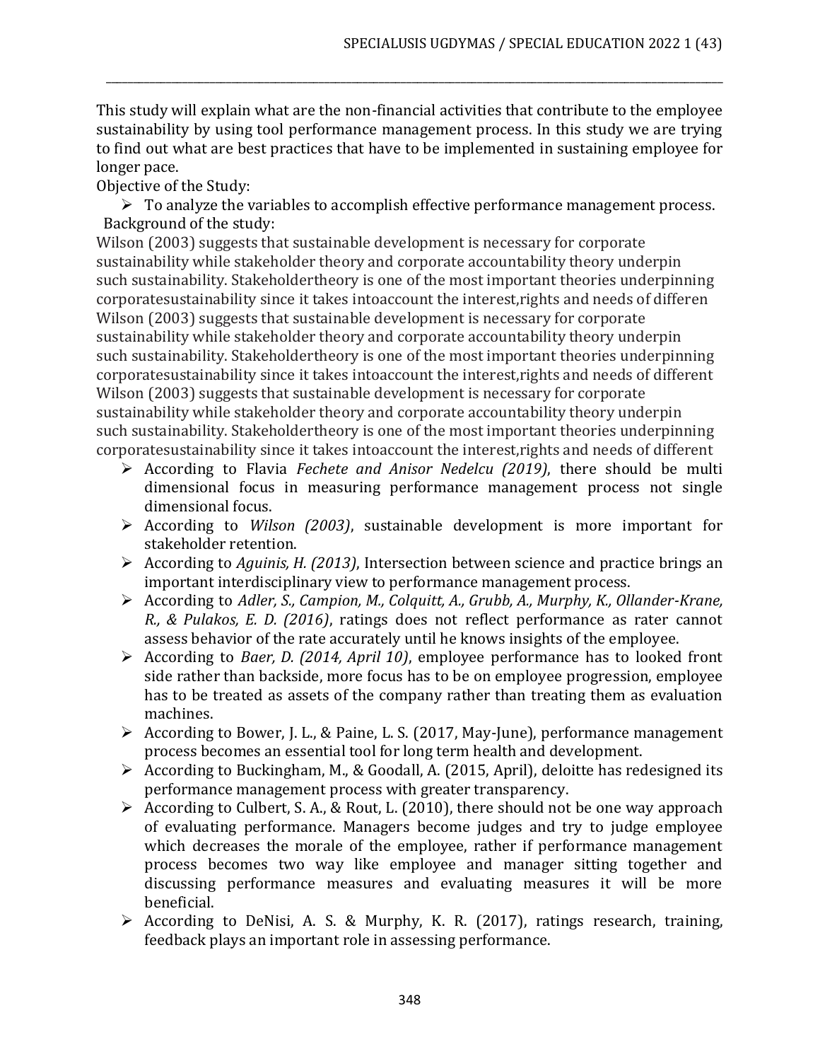This study will explain what are the non-financial activities that contribute to the employee sustainability by using tool performance management process. In this study we are trying to find out what are best practices that have to be implemented in sustaining employee for longer pace.

Objective of the Study:

- To analyze the variables to accomplish effective performance management process.

Background of the study:

Wilson (2003) suggests that sustainable development is necessary for corporate sustainability while stakeholder theory and corporate accountability theory underpin such sustainability. Stakeholdertheory is one of the most important theories underpinning corporatesustainability since it takes intoaccount the interest,rights and needs of differen Wilson (2003) suggests that sustainable development is necessary for corporate sustainability while stakeholder theory and corporate accountability theory underpin such sustainability. Stakeholdertheory is one of the most important theories underpinning corporatesustainability since it takes intoaccount the interest,rights and needs of different Wilson (2003) suggests that sustainable development is necessary for corporate sustainability while stakeholder theory and corporate accountability theory underpin such sustainability. Stakeholdertheory is one of the most important theories underpinning corporatesustainability since it takes intoaccount the interest,rights and needs of different

- According to Flavia *Fechete and Anisor Nedelcu (2019)*, there should be multi dimensional focus in measuring performance management process not single dimensional focus.
- According to *Wilson (2003)*, sustainable development is more important for stakeholder retention.
- According to *Aguinis, H. (2013)*, Intersection between science and practice brings an important interdisciplinary view to performance management process.
- According to *Adler, S., Campion, M., Colquitt, A., Grubb, A., Murphy, K., Ollander-Krane, R., & Pulakos, E. D. (2016)*, ratings does not reflect performance as rater cannot assess behavior of the rate accurately until he knows insights of the employee.
- According to *Baer, D. (2014, April 10)*, employee performance has to looked front side rather than backside, more focus has to be on employee progression, employee has to be treated as assets of the company rather than treating them as evaluation machines.
- According to Bower, J. L., & Paine, L. S. (2017, May-June), performance management process becomes an essential tool for long term health and development.
- According to Buckingham, M., & Goodall, A. (2015, April), deloitte has redesigned its performance management process with greater transparency.
- According to Culbert, S. A., & Rout, L. (2010), there should not be one way approach of evaluating performance. Managers become judges and try to judge employee which decreases the morale of the employee, rather if performance management process becomes two way like employee and manager sitting together and discussing performance measures and evaluating measures it will be more beneficial.
- According to DeNisi, A. S. & Murphy, K. R. (2017), ratings research, training, feedback plays an important role in assessing performance.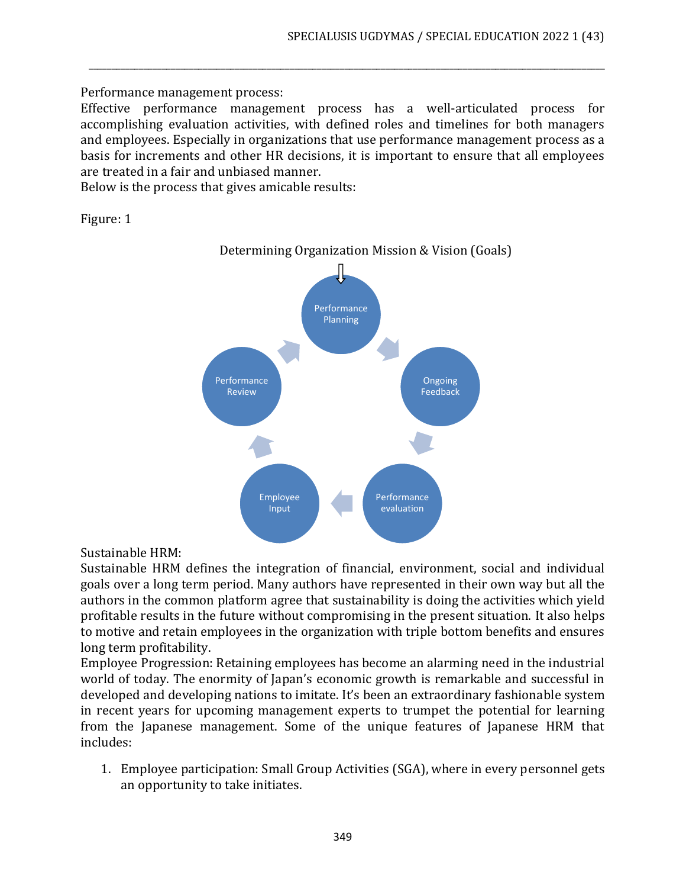Performance management process:

Effective performance management process has a well-articulated process for accomplishing evaluation activities, with defined roles and timelines for both managers and employees. Especially in organizations that use performance management process as a basis for increments and other HR decisions, it is important to ensure that all employees are treated in a fair and unbiased manner.

Below is the process that gives amicable results:

Figure: 1

Determining Organization Mission & Vision (Goals)

Performance Planning → Ongoing Feedback → Performance evaluation → Employee Input → Performance Review → Performance Planning

Sustainable HRM:

Sustainable HRM defines the integration of financial, environment, social and individual goals over a long term period. Many authors have represented in their own way but all the authors in the common platform agree that sustainability is doing the activities which yield profitable results in the future without compromising in the present situation. It also helps to motive and retain employees in the organization with triple bottom benefits and ensures long term profitability.

Employee Progression: Retaining employees has become an alarming need in the industrial world of today. The enormity of Japan's economic growth is remarkable and successful in developed and developing nations to imitate. It's been an extraordinary fashionable system in recent years for upcoming management experts to trumpet the potential for learning from the Japanese management. Some of the unique features of Japanese HRM that includes:

1. Employee participation: Small Group Activities (SGA), where in every personnel gets an opportunity to take initiates.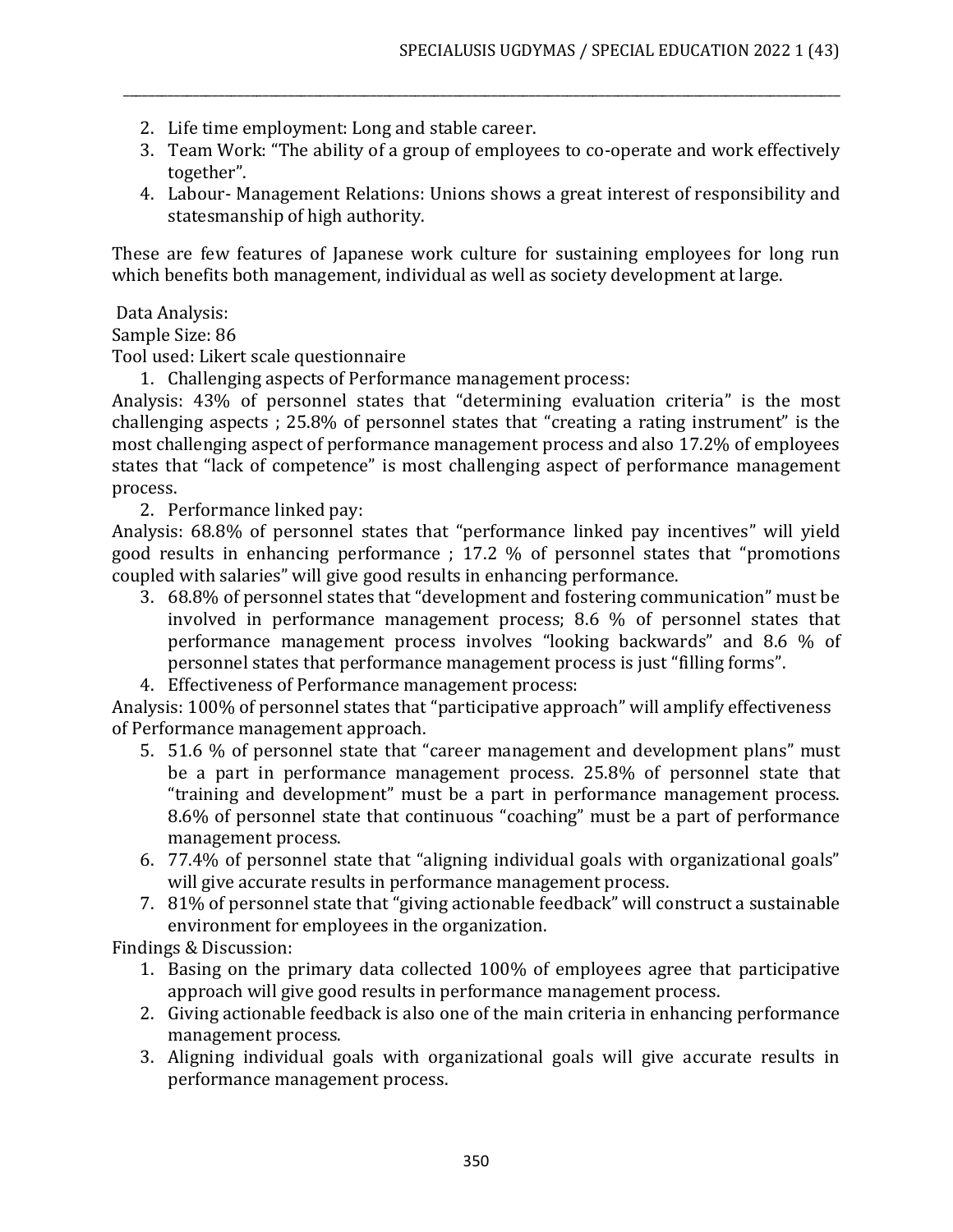2. Life time employment: Long and stable career.
3. Team Work: "The ability of a group of employees to co-operate and work effectively together".
4. Labour- Management Relations: Unions shows a great interest of responsibility and statesmanship of high authority.

These are few features of Japanese work culture for sustaining employees for long run which benefits both management, individual as well as society development at large.

Data Analysis:

Sample Size: 86

Tool used: Likert scale questionnaire

1. Challenging aspects of Performance management process:

Analysis: 43% of personnel states that "determining evaluation criteria" is the most challenging aspects ; 25.8% of personnel states that "creating a rating instrument" is the most challenging aspect of performance management process and also 17.2% of employees states that "lack of competence" is most challenging aspect of performance management process.

2. Performance linked pay:

Analysis: 68.8% of personnel states that "performance linked pay incentives" will yield good results in enhancing performance ; 17.2 % of personnel states that "promotions coupled with salaries" will give good results in enhancing performance.

3. 68.8% of personnel states that "development and fostering communication" must be involved in performance management process; 8.6 % of personnel states that performance management process involves "looking backwards" and 8.6 % of personnel states that performance management process is just "filling forms".
4. Effectiveness of Performance management process:

Analysis: 100% of personnel states that "participative approach" will amplify effectiveness of Performance management approach.

5. 51.6 % of personnel state that "career management and development plans" must be a part in performance management process. 25.8% of personnel state that "training and development" must be a part in performance management process. 8.6% of personnel state that continuous "coaching" must be a part of performance management process.
6. 77.4% of personnel state that "aligning individual goals with organizational goals" will give accurate results in performance management process.
7. 81% of personnel state that "giving actionable feedback" will construct a sustainable environment for employees in the organization.

Findings & Discussion:

1. Basing on the primary data collected 100% of employees agree that participative approach will give good results in performance management process.
2. Giving actionable feedback is also one of the main criteria in enhancing performance management process.
3. Aligning individual goals with organizational goals will give accurate results in performance management process.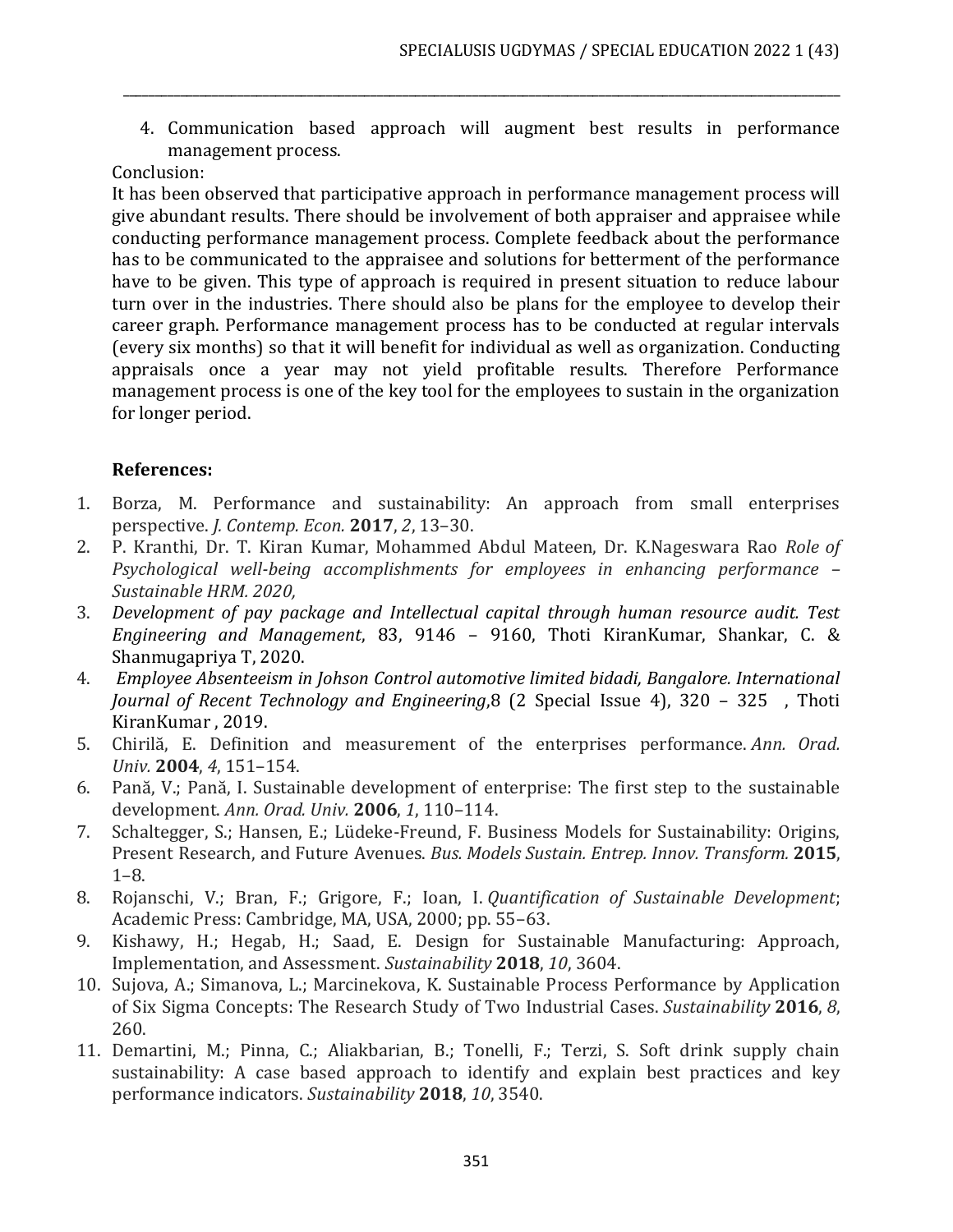4. Communication based approach will augment best results in performance management process.

Conclusion:

It has been observed that participative approach in performance management process will give abundant results. There should be involvement of both appraiser and appraisee while conducting performance management process. Complete feedback about the performance has to be communicated to the appraisee and solutions for betterment of the performance have to be given. This type of approach is required in present situation to reduce labour turn over in the industries. There should also be plans for the employee to develop their career graph. Performance management process has to be conducted at regular intervals (every six months) so that it will benefit for individual as well as organization. Conducting appraisals once a year may not yield profitable results. Therefore Performance management process is one of the key tool for the employees to sustain in the organization for longer period.

## References:

1. Borza, M. Performance and sustainability: An approach from small enterprises perspective. *J. Contemp. Econ.* **2017**, *2*, 13–30.
2. P. Kranthi, Dr. T. Kiran Kumar, Mohammed Abdul Mateen, Dr. K.Nageswara Rao *Role of Psychological well-being accomplishments for employees in enhancing performance – Sustainable HRM. 2020,*
3. *Development of pay package and Intellectual capital through human resource audit. Test Engineering and Management*, 83, 9146 – 9160, Thoti KiranKumar, Shankar, C. & Shanmugapriya T, 2020.
4. *Employee Absenteeism in Johson Control automotive limited bidadi, Bangalore. International Journal of Recent Technology and Engineering*,8 (2 Special Issue 4), 320 – 325 , Thoti KiranKumar , 2019.
5. Chirilă, E. Definition and measurement of the enterprises performance. *Ann. Orad. Univ.* **2004**, *4*, 151–154.
6. Pană, V.; Pană, I. Sustainable development of enterprise: The first step to the sustainable development. *Ann. Orad. Univ.* **2006**, *1*, 110–114.
7. Schaltegger, S.; Hansen, E.; Lüdeke-Freund, F. Business Models for Sustainability: Origins, Present Research, and Future Avenues. *Bus. Models Sustain. Entrep. Innov. Transform.* **2015**, 1–8.
8. Rojanschi, V.; Bran, F.; Grigore, F.; Ioan, I. *Quantification of Sustainable Development*; Academic Press: Cambridge, MA, USA, 2000; pp. 55–63.
9. Kishawy, H.; Hegab, H.; Saad, E. Design for Sustainable Manufacturing: Approach, Implementation, and Assessment. *Sustainability* **2018**, *10*, 3604.
10. Sujova, A.; Simanova, L.; Marcinekova, K. Sustainable Process Performance by Application of Six Sigma Concepts: The Research Study of Two Industrial Cases. *Sustainability* **2016**, *8*, 260.
11. Demartini, M.; Pinna, C.; Aliakbarian, B.; Tonelli, F.; Terzi, S. Soft drink supply chain sustainability: A case based approach to identify and explain best practices and key performance indicators. *Sustainability* **2018**, *10*, 3540.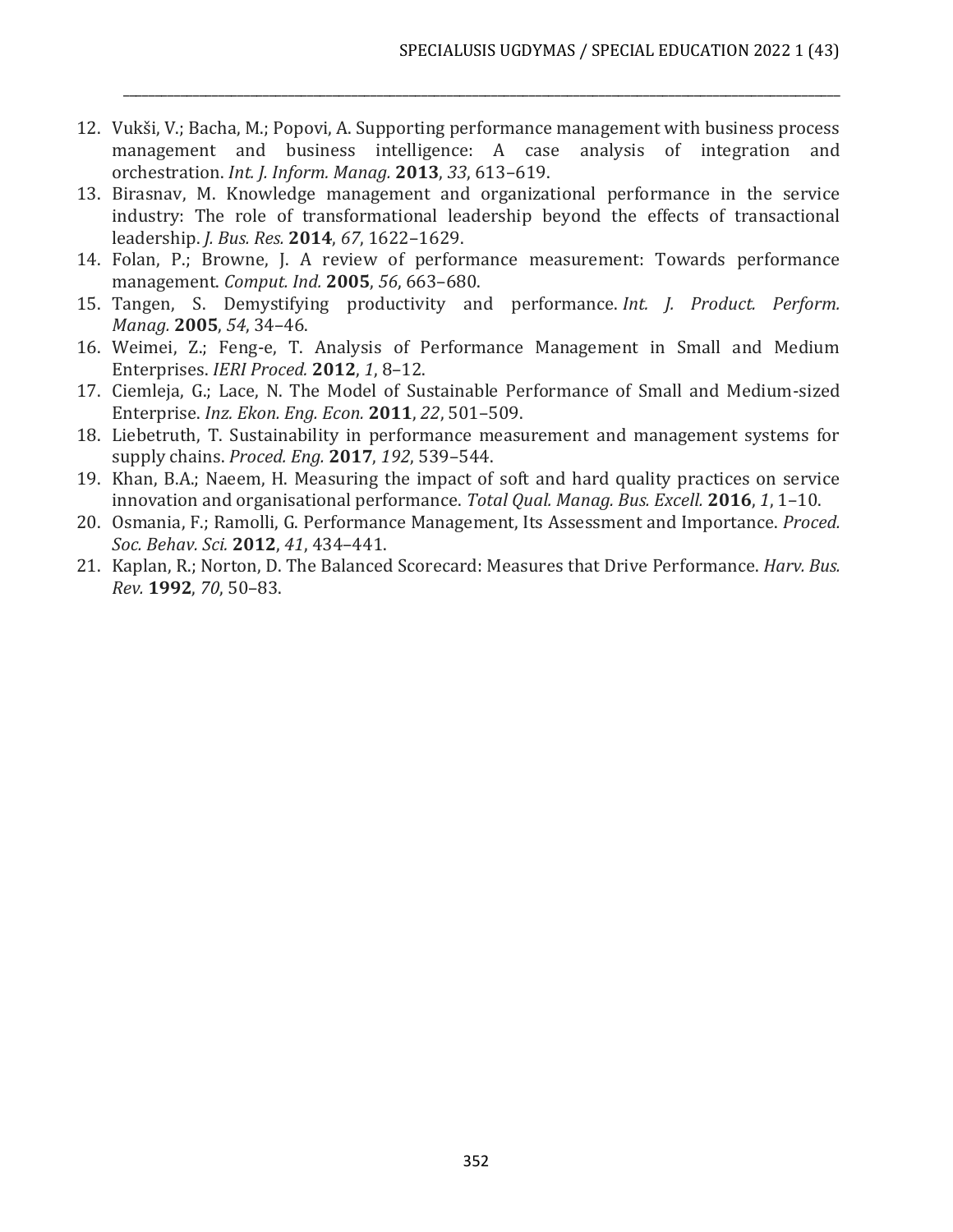12. Vukši, V.; Bacha, M.; Popovi, A. Supporting performance management with business process management and business intelligence: A case analysis of integration and orchestration. *Int. J. Inform. Manag.* **2013**, *33*, 613–619.
13. Birasnav, M. Knowledge management and organizational performance in the service industry: The role of transformational leadership beyond the effects of transactional leadership. *J. Bus. Res.* **2014**, *67*, 1622–1629.
14. Folan, P.; Browne, J. A review of performance measurement: Towards performance management. *Comput. Ind.* **2005**, *56*, 663–680.
15. Tangen, S. Demystifying productivity and performance. *Int. J. Product. Perform. Manag.* **2005**, *54*, 34–46.
16. Weimei, Z.; Feng-e, T. Analysis of Performance Management in Small and Medium Enterprises. *IERI Proced.* **2012**, *1*, 8–12.
17. Ciemleja, G.; Lace, N. The Model of Sustainable Performance of Small and Medium-sized Enterprise. *Inz. Ekon. Eng. Econ.* **2011**, *22*, 501–509.
18. Liebetruth, T. Sustainability in performance measurement and management systems for supply chains. *Proced. Eng.* **2017**, *192*, 539–544.
19. Khan, B.A.; Naeem, H. Measuring the impact of soft and hard quality practices on service innovation and organisational performance. *Total Qual. Manag. Bus. Excell.* **2016**, *1*, 1–10.
20. Osmania, F.; Ramolli, G. Performance Management, Its Assessment and Importance. *Proced. Soc. Behav. Sci.* **2012**, *41*, 434–441.
21. Kaplan, R.; Norton, D. The Balanced Scorecard: Measures that Drive Performance. *Harv. Bus. Rev.* **1992**, *70*, 50–83.